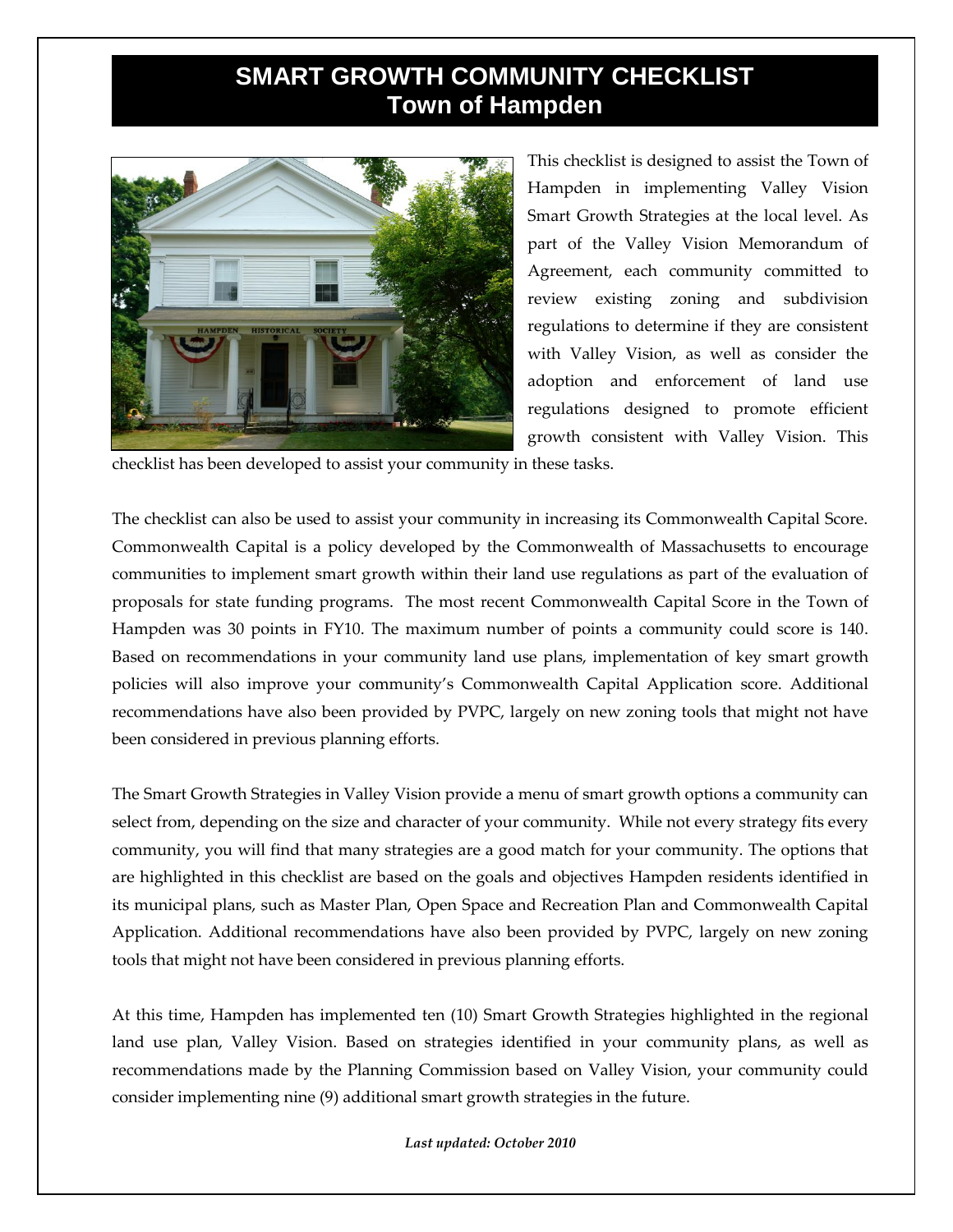# SMART GROWTH COMMUNITY CHECKLIST
## Town of Hampden

This checklist is designed to assist the Town of Hampden in implementing Valley Vision Smart Growth Strategies at the local level. As part of the Valley Vision Memorandum of Agreement, each community committed to review existing zoning and subdivision regulations to determine if they are consistent with Valley Vision, as well as consider the adoption and enforcement of land use regulations designed to promote efficient growth consistent with Valley Vision. This checklist has been developed to assist your community in these tasks.

The checklist can also be used to assist your community in increasing its Commonwealth Capital Score. Commonwealth Capital is a policy developed by the Commonwealth of Massachusetts to encourage communities to implement smart growth within their land use regulations as part of the evaluation of proposals for state funding programs. The most recent Commonwealth Capital Score in the Town of Hampden was 30 points in FY10. The maximum number of points a community could score is 140. Based on recommendations in your community land use plans, implementation of key smart growth policies will also improve your community's Commonwealth Capital Application score. Additional recommendations have also been provided by PVPC, largely on new zoning tools that might not have been considered in previous planning efforts.

The Smart Growth Strategies in Valley Vision provide a menu of smart growth options a community can select from, depending on the size and character of your community. While not every strategy fits every community, you will find that many strategies are a good match for your community. The options that are highlighted in this checklist are based on the goals and objectives Hampden residents identified in its municipal plans, such as Master Plan, Open Space and Recreation Plan and Commonwealth Capital Application. Additional recommendations have also been provided by PVPC, largely on new zoning tools that might not have been considered in previous planning efforts.

At this time, Hampden has implemented ten (10) Smart Growth Strategies highlighted in the regional land use plan, Valley Vision. Based on strategies identified in your community plans, as well as recommendations made by the Planning Commission based on Valley Vision, your community could consider implementing nine (9) additional smart growth strategies in the future.

***Last updated: October 2010***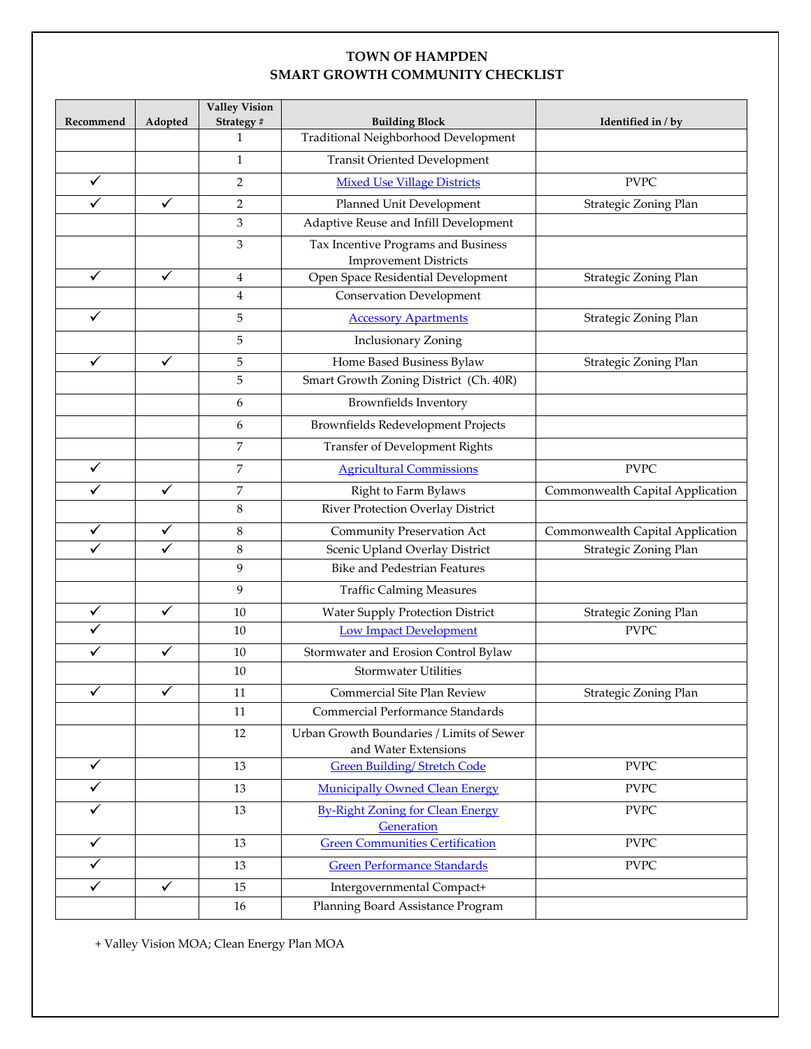# TOWN OF HAMPDEN
## SMART GROWTH COMMUNITY CHECKLIST

| Recommend | Adopted | Valley Vision Strategy # | Building Block | Identified in / by |
|---|---|---|---|---|
| | | 1 | Traditional Neighborhood Development | |
| | | 1 | Transit Oriented Development | |
| ✓ | | 2 | Mixed Use Village Districts | PVPC |
| ✓ | ✓ | 2 | Planned Unit Development | Strategic Zoning Plan |
| | | 3 | Adaptive Reuse and Infill Development | |
| | | 3 | Tax Incentive Programs and Business Improvement Districts | |
| ✓ | ✓ | 4 | Open Space Residential Development | Strategic Zoning Plan |
| | | 4 | Conservation Development | |
| ✓ | | 5 | Accessory Apartments | Strategic Zoning Plan |
| | | 5 | Inclusionary Zoning | |
| ✓ | ✓ | 5 | Home Based Business Bylaw | Strategic Zoning Plan |
| | | 5 | Smart Growth Zoning District (Ch. 40R) | |
| | | 6 | Brownfields Inventory | |
| | | 6 | Brownfields Redevelopment Projects | |
| | | 7 | Transfer of Development Rights | |
| ✓ | | 7 | Agricultural Commissions | PVPC |
| ✓ | ✓ | 7 | Right to Farm Bylaws | Commonwealth Capital Application |
| | | 8 | River Protection Overlay District | |
| ✓ | ✓ | 8 | Community Preservation Act | Commonwealth Capital Application |
| ✓ | ✓ | 8 | Scenic Upland Overlay District | Strategic Zoning Plan |
| | | 9 | Bike and Pedestrian Features | |
| | | 9 | Traffic Calming Measures | |
| ✓ | ✓ | 10 | Water Supply Protection District | Strategic Zoning Plan |
| ✓ | | 10 | Low Impact Development | PVPC |
| ✓ | ✓ | 10 | Stormwater and Erosion Control Bylaw | |
| | | 10 | Stormwater Utilities | |
| ✓ | ✓ | 11 | Commercial Site Plan Review | Strategic Zoning Plan |
| | | 11 | Commercial Performance Standards | |
| | | 12 | Urban Growth Boundaries / Limits of Sewer and Water Extensions | |
| ✓ | | 13 | Green Building/ Stretch Code | PVPC |
| ✓ | | 13 | Municipally Owned Clean Energy | PVPC |
| ✓ | | 13 | By-Right Zoning for Clean Energy Generation | PVPC |
| ✓ | | 13 | Green Communities Certification | PVPC |
| ✓ | | 13 | Green Performance Standards | PVPC |
| ✓ | ✓ | 15 | Intergovernmental Compact+ | |
| | | 16 | Planning Board Assistance Program | |

+ Valley Vision MOA; Clean Energy Plan MOA